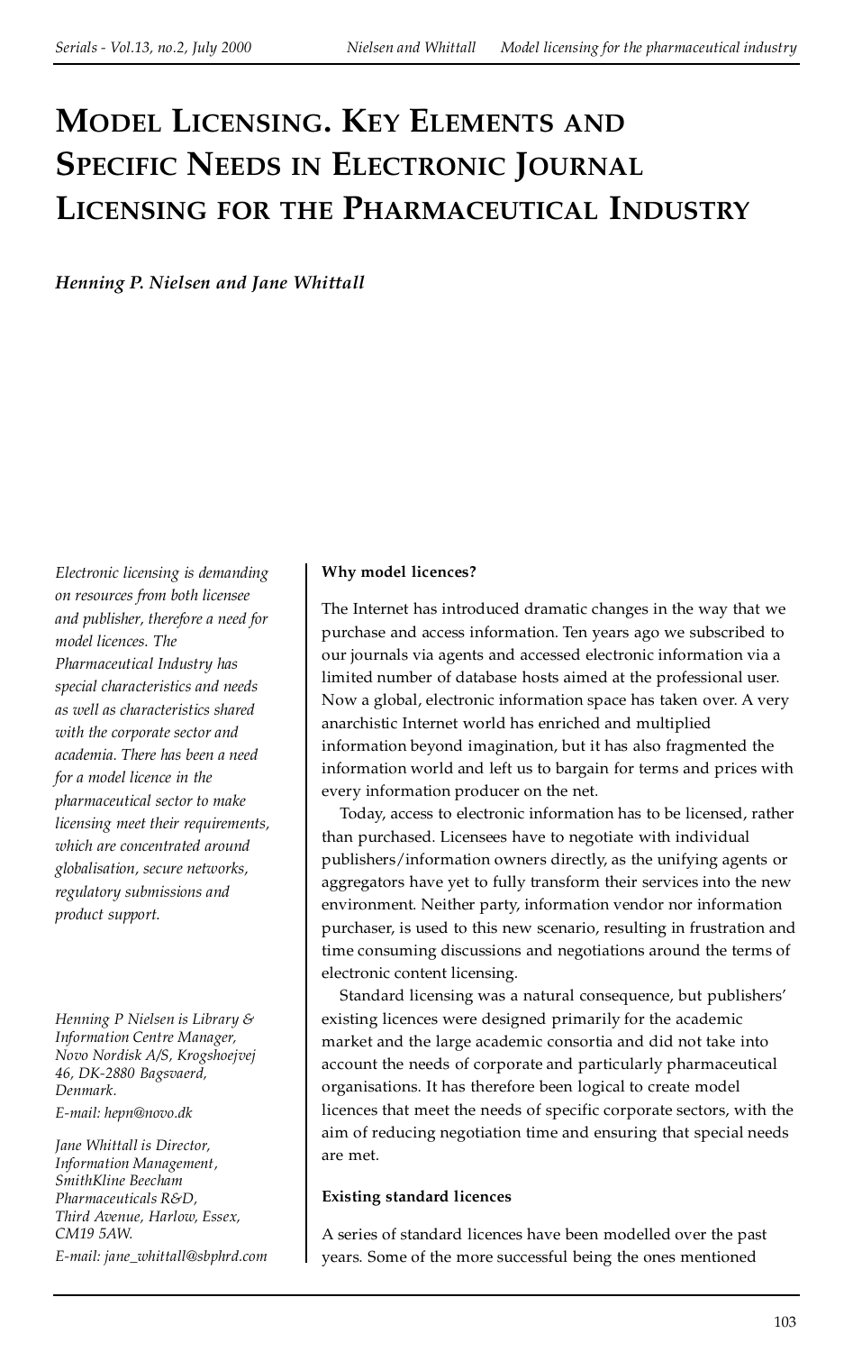# Model Licensing. Key Elements and Specific Needs in Electronic Journal Licensing for the Pharmaceutical Industry

*Henning P. Nielsen and Jane Whittall*

*Electronic licensing is demanding on resources from both licensee and publisher, therefore a need for model licences. The Pharmaceutical Industry has special characteristics and needs as well as characteristics shared with the corporate sector and academia. There has been a need for a model licence in the pharmaceutical sector to make licensing meet their requirements, which are concentrated around globalisation, secure networks, regulatory submissions and product support.*

*Henning P Nielsen is Library & Information Centre Manager, Novo Nordisk A/S, Krogshoejvej 46, DK-2880 Bagsvaerd, Denmark.*
*E-mail: hepn@novo.dk*

*Jane Whittall is Director, Information Management, SmithKline Beecham Pharmaceuticals R&D, Third Avenue, Harlow, Essex, CM19 5AW.*
*E-mail: jane_whittall@sbphrd.com*

### Why model licences?

The Internet has introduced dramatic changes in the way that we purchase and access information. Ten years ago we subscribed to our journals via agents and accessed electronic information via a limited number of database hosts aimed at the professional user. Now a global, electronic information space has taken over. A very anarchistic Internet world has enriched and multiplied information beyond imagination, but it has also fragmented the information world and left us to bargain for terms and prices with every information producer on the net.

Today, access to electronic information has to be licensed, rather than purchased. Licensees have to negotiate with individual publishers/information owners directly, as the unifying agents or aggregators have yet to fully transform their services into the new environment. Neither party, information vendor nor information purchaser, is used to this new scenario, resulting in frustration and time consuming discussions and negotiations around the terms of electronic content licensing.

Standard licensing was a natural consequence, but publishers' existing licences were designed primarily for the academic market and the large academic consortia and did not take into account the needs of corporate and particularly pharmaceutical organisations. It has therefore been logical to create model licences that meet the needs of specific corporate sectors, with the aim of reducing negotiation time and ensuring that special needs are met.

### Existing standard licences

A series of standard licences have been modelled over the past years. Some of the more successful being the ones mentioned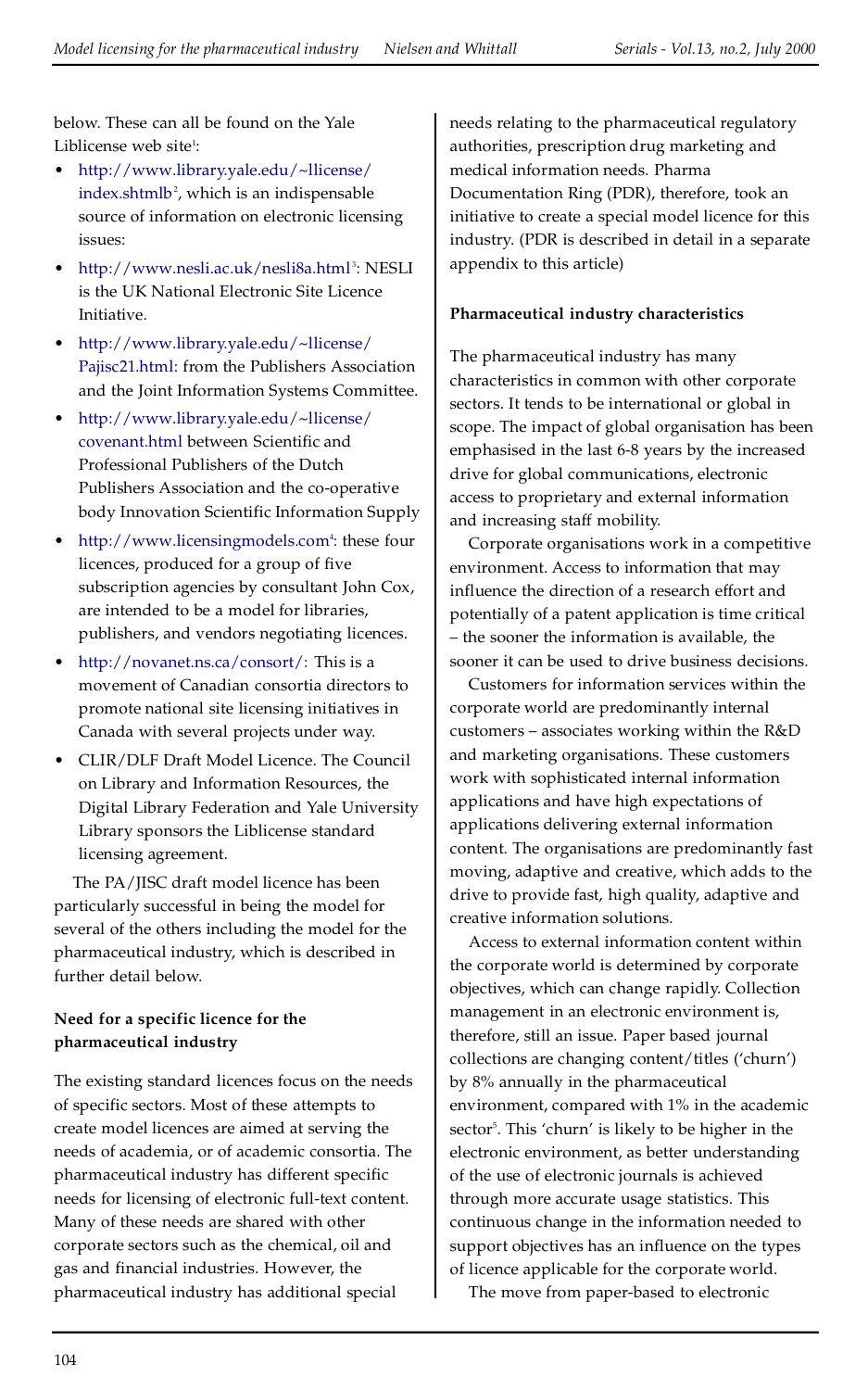below. These can all be found on the Yale Liblicense web site[1]:

- http://www.library.yale.edu/~llicense/index.shtmlb[2], which is an indispensable source of information on electronic licensing issues:
- http://www.nesli.ac.uk/nesli8a.html[3]: NESLI is the UK National Electronic Site Licence Initiative.
- http://www.library.yale.edu/~llicense/Pajisc21.html: from the Publishers Association and the Joint Information Systems Committee.
- http://www.library.yale.edu/~llicense/covenant.html between Scientific and Professional Publishers of the Dutch Publishers Association and the co-operative body Innovation Scientific Information Supply
- http://www.licensingmodels.com[4]: these four licences, produced for a group of five subscription agencies by consultant John Cox, are intended to be a model for libraries, publishers, and vendors negotiating licences.
- http://novanet.ns.ca/consort/: This is a movement of Canadian consortia directors to promote national site licensing initiatives in Canada with several projects under way.
- CLIR/DLF Draft Model Licence. The Council on Library and Information Resources, the Digital Library Federation and Yale University Library sponsors the Liblicense standard licensing agreement.

The PA/JISC draft model licence has been particularly successful in being the model for several of the others including the model for the pharmaceutical industry, which is described in further detail below.

**Need for a specific licence for the pharmaceutical industry**

The existing standard licences focus on the needs of specific sectors. Most of these attempts to create model licences are aimed at serving the needs of academia, or of academic consortia. The pharmaceutical industry has different specific needs for licensing of electronic full-text content. Many of these needs are shared with other corporate sectors such as the chemical, oil and gas and financial industries. However, the pharmaceutical industry has additional special needs relating to the pharmaceutical regulatory authorities, prescription drug marketing and medical information needs. Pharma Documentation Ring (PDR), therefore, took an initiative to create a special model licence for this industry. (PDR is described in detail in a separate appendix to this article)

**Pharmaceutical industry characteristics**

The pharmaceutical industry has many characteristics in common with other corporate sectors. It tends to be international or global in scope. The impact of global organisation has been emphasised in the last 6-8 years by the increased drive for global communications, electronic access to proprietary and external information and increasing staff mobility.

Corporate organisations work in a competitive environment. Access to information that may influence the direction of a research effort and potentially of a patent application is time critical – the sooner the information is available, the sooner it can be used to drive business decisions.

Customers for information services within the corporate world are predominantly internal customers – associates working within the R&D and marketing organisations. These customers work with sophisticated internal information applications and have high expectations of applications delivering external information content. The organisations are predominantly fast moving, adaptive and creative, which adds to the drive to provide fast, high quality, adaptive and creative information solutions.

Access to external information content within the corporate world is determined by corporate objectives, which can change rapidly. Collection management in an electronic environment is, therefore, still an issue. Paper based journal collections are changing content/titles ('churn') by 8% annually in the pharmaceutical environment, compared with 1% in the academic sector[5]. This 'churn' is likely to be higher in the electronic environment, as better understanding of the use of electronic journals is achieved through more accurate usage statistics. This continuous change in the information needed to support objectives has an influence on the types of licence applicable for the corporate world.

The move from paper-based to electronic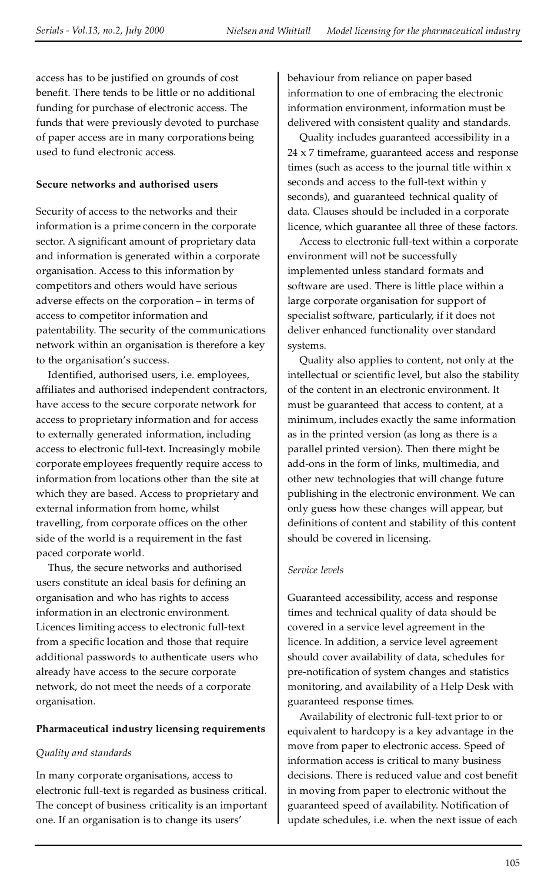access has to be justified on grounds of cost benefit. There tends to be little or no additional funding for purchase of electronic access. The funds that were previously devoted to purchase of paper access are in many corporations being used to fund electronic access.

**Secure networks and authorised users**

Security of access to the networks and their information is a prime concern in the corporate sector. A significant amount of proprietary data and information is generated within a corporate organisation. Access to this information by competitors and others would have serious adverse effects on the corporation – in terms of access to competitor information and patentability. The security of the communications network within an organisation is therefore a key to the organisation's success.

Identified, authorised users, i.e. employees, affiliates and authorised independent contractors, have access to the secure corporate network for access to proprietary information and for access to externally generated information, including access to electronic full-text. Increasingly mobile corporate employees frequently require access to information from locations other than the site at which they are based. Access to proprietary and external information from home, whilst travelling, from corporate offices on the other side of the world is a requirement in the fast paced corporate world.

Thus, the secure networks and authorised users constitute an ideal basis for defining an organisation and who has rights to access information in an electronic environment. Licences limiting access to electronic full-text from a specific location and those that require additional passwords to authenticate users who already have access to the secure corporate network, do not meet the needs of a corporate organisation.

**Pharmaceutical industry licensing requirements**

*Quality and standards*

In many corporate organisations, access to electronic full-text is regarded as business critical. The concept of business criticality is an important one. If an organisation is to change its users' behaviour from reliance on paper based information to one of embracing the electronic information environment, information must be delivered with consistent quality and standards.

Quality includes guaranteed accessibility in a 24 x 7 timeframe, guaranteed access and response times (such as access to the journal title within x seconds and access to the full-text within y seconds), and guaranteed technical quality of data. Clauses should be included in a corporate licence, which guarantee all three of these factors.

Access to electronic full-text within a corporate environment will not be successfully implemented unless standard formats and software are used. There is little place within a large corporate organisation for support of specialist software, particularly, if it does not deliver enhanced functionality over standard systems.

Quality also applies to content, not only at the intellectual or scientific level, but also the stability of the content in an electronic environment. It must be guaranteed that access to content, at a minimum, includes exactly the same information as in the printed version (as long as there is a parallel printed version). Then there might be add-ons in the form of links, multimedia, and other new technologies that will change future publishing in the electronic environment. We can only guess how these changes will appear, but definitions of content and stability of this content should be covered in licensing.

*Service levels*

Guaranteed accessibility, access and response times and technical quality of data should be covered in a service level agreement in the licence. In addition, a service level agreement should cover availability of data, schedules for pre-notification of system changes and statistics monitoring, and availability of a Help Desk with guaranteed response times.

Availability of electronic full-text prior to or equivalent to hardcopy is a key advantage in the move from paper to electronic access. Speed of information access is critical to many business decisions. There is reduced value and cost benefit in moving from paper to electronic without the guaranteed speed of availability. Notification of update schedules, i.e. when the next issue of each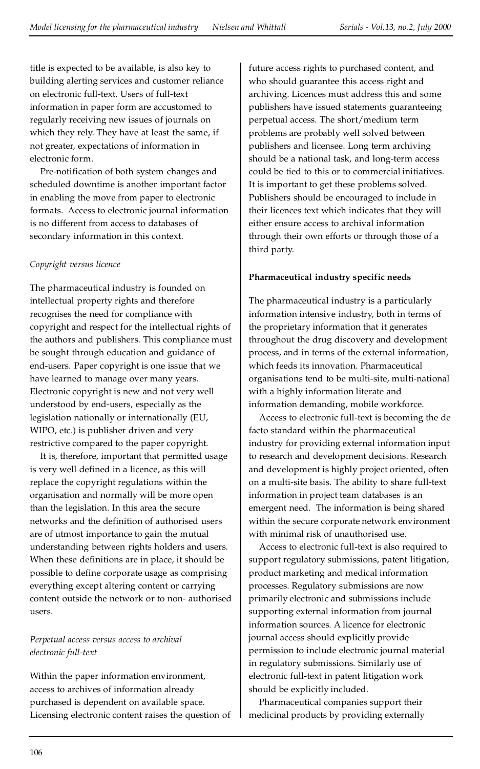title is expected to be available, is also key to building alerting services and customer reliance on electronic full-text. Users of full-text information in paper form are accustomed to regularly receiving new issues of journals on which they rely. They have at least the same, if not greater, expectations of information in electronic form.

Pre-notification of both system changes and scheduled downtime is another important factor in enabling the move from paper to electronic formats. Access to electronic journal information is no different from access to databases of secondary information in this context.

*Copyright versus licence*

The pharmaceutical industry is founded on intellectual property rights and therefore recognises the need for compliance with copyright and respect for the intellectual rights of the authors and publishers. This compliance must be sought through education and guidance of end-users. Paper copyright is one issue that we have learned to manage over many years. Electronic copyright is new and not very well understood by end-users, especially as the legislation nationally or internationally (EU, WIPO, etc.) is publisher driven and very restrictive compared to the paper copyright.

It is, therefore, important that permitted usage is very well defined in a licence, as this will replace the copyright regulations within the organisation and normally will be more open than the legislation. In this area the secure networks and the definition of authorised users are of utmost importance to gain the mutual understanding between rights holders and users. When these definitions are in place, it should be possible to define corporate usage as comprising everything except altering content or carrying content outside the network or to non- authorised users.

*Perpetual access versus access to archival electronic full-text*

Within the paper information environment, access to archives of information already purchased is dependent on available space. Licensing electronic content raises the question of future access rights to purchased content, and who should guarantee this access right and archiving. Licences must address this and some publishers have issued statements guaranteeing perpetual access. The short/medium term problems are probably well solved between publishers and licensee. Long term archiving should be a national task, and long-term access could be tied to this or to commercial initiatives. It is important to get these problems solved. Publishers should be encouraged to include in their licences text which indicates that they will either ensure access to archival information through their own efforts or through those of a third party.

**Pharmaceutical industry specific needs**

The pharmaceutical industry is a particularly information intensive industry, both in terms of the proprietary information that it generates throughout the drug discovery and development process, and in terms of the external information, which feeds its innovation. Pharmaceutical organisations tend to be multi-site, multi-national with a highly information literate and information demanding, mobile workforce.

Access to electronic full-text is becoming the de facto standard within the pharmaceutical industry for providing external information input to research and development decisions. Research and development is highly project oriented, often on a multi-site basis. The ability to share full-text information in project team databases is an emergent need. The information is being shared within the secure corporate network environment with minimal risk of unauthorised use.

Access to electronic full-text is also required to support regulatory submissions, patent litigation, product marketing and medical information processes. Regulatory submissions are now primarily electronic and submissions include supporting external information from journal information sources. A licence for electronic journal access should explicitly provide permission to include electronic journal material in regulatory submissions. Similarly use of electronic full-text in patent litigation work should be explicitly included.

Pharmaceutical companies support their medicinal products by providing externally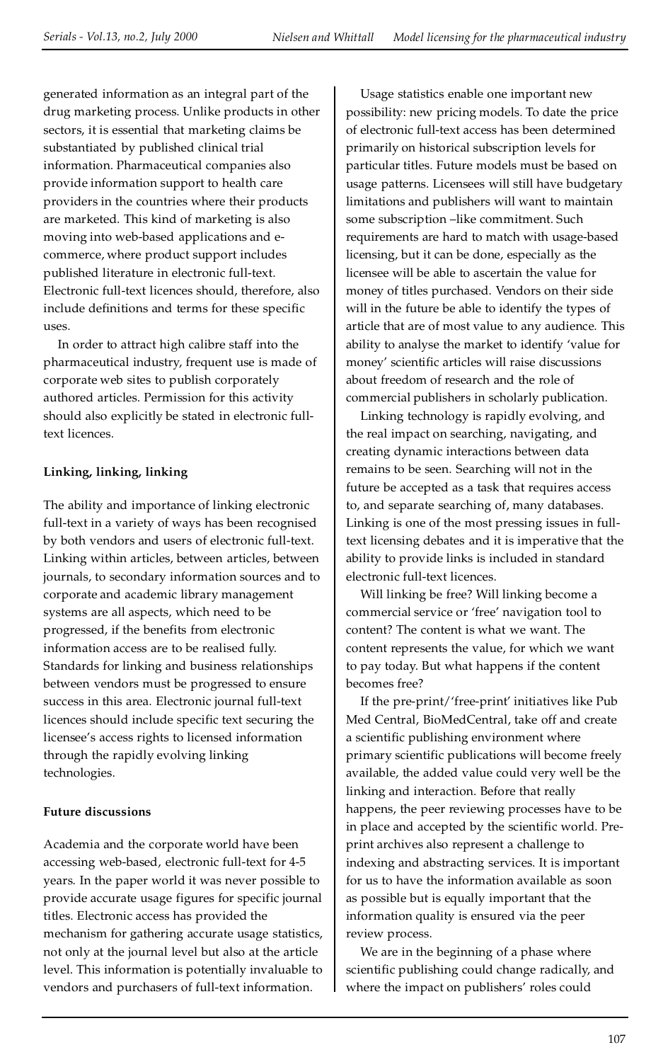generated information as an integral part of the drug marketing process. Unlike products in other sectors, it is essential that marketing claims be substantiated by published clinical trial information. Pharmaceutical companies also provide information support to health care providers in the countries where their products are marketed. This kind of marketing is also moving into web-based applications and e-commerce, where product support includes published literature in electronic full-text. Electronic full-text licences should, therefore, also include definitions and terms for these specific uses.

In order to attract high calibre staff into the pharmaceutical industry, frequent use is made of corporate web sites to publish corporately authored articles. Permission for this activity should also explicitly be stated in electronic full-text licences.

**Linking, linking, linking**

The ability and importance of linking electronic full-text in a variety of ways has been recognised by both vendors and users of electronic full-text. Linking within articles, between articles, between journals, to secondary information sources and to corporate and academic library management systems are all aspects, which need to be progressed, if the benefits from electronic information access are to be realised fully. Standards for linking and business relationships between vendors must be progressed to ensure success in this area. Electronic journal full-text licences should include specific text securing the licensee's access rights to licensed information through the rapidly evolving linking technologies.

**Future discussions**

Academia and the corporate world have been accessing web-based, electronic full-text for 4-5 years. In the paper world it was never possible to provide accurate usage figures for specific journal titles. Electronic access has provided the mechanism for gathering accurate usage statistics, not only at the journal level but also at the article level. This information is potentially invaluable to vendors and purchasers of full-text information.

Usage statistics enable one important new possibility: new pricing models. To date the price of electronic full-text access has been determined primarily on historical subscription levels for particular titles. Future models must be based on usage patterns. Licensees will still have budgetary limitations and publishers will want to maintain some subscription –like commitment. Such requirements are hard to match with usage-based licensing, but it can be done, especially as the licensee will be able to ascertain the value for money of titles purchased. Vendors on their side will in the future be able to identify the types of article that are of most value to any audience. This ability to analyse the market to identify 'value for money' scientific articles will raise discussions about freedom of research and the role of commercial publishers in scholarly publication.

Linking technology is rapidly evolving, and the real impact on searching, navigating, and creating dynamic interactions between data remains to be seen. Searching will not in the future be accepted as a task that requires access to, and separate searching of, many databases. Linking is one of the most pressing issues in full-text licensing debates and it is imperative that the ability to provide links is included in standard electronic full-text licences.

Will linking be free? Will linking become a commercial service or 'free' navigation tool to content? The content is what we want. The content represents the value, for which we want to pay today. But what happens if the content becomes free?

If the pre-print/'free-print' initiatives like Pub Med Central, BioMedCentral, take off and create a scientific publishing environment where primary scientific publications will become freely available, the added value could very well be the linking and interaction. Before that really happens, the peer reviewing processes have to be in place and accepted by the scientific world. Pre-print archives also represent a challenge to indexing and abstracting services. It is important for us to have the information available as soon as possible but is equally important that the information quality is ensured via the peer review process.

We are in the beginning of a phase where scientific publishing could change radically, and where the impact on publishers' roles could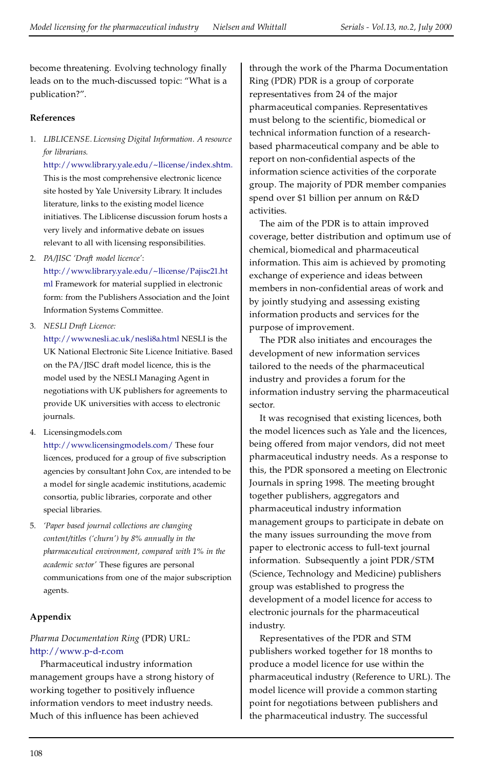become threatening. Evolving technology finally leads on to the much-discussed topic: “What is a publication?”.

## References

1. *LIBLICENSE. Licensing Digital Information. A resource for librarians.* http://www.library.yale.edu/~llicense/index.shtm. This is the most comprehensive electronic licence site hosted by Yale University Library. It includes literature, links to the existing model licence initiatives. The Liblicense discussion forum hosts a very lively and informative debate on issues relevant to all with licensing responsibilities.
2. *PA/JISC 'Draft model licence'*: http://www.library.yale.edu/~llicense/Pajisc21.html Framework for material supplied in electronic form: from the Publishers Association and the Joint Information Systems Committee.
3. *NESLI Draft Licence:* http://www.nesli.ac.uk/nesli8a.html NESLI is the UK National Electronic Site Licence Initiative. Based on the PA/JISC draft model licence, this is the model used by the NESLI Managing Agent in negotiations with UK publishers for agreements to provide UK universities with access to electronic journals.
4. Licensingmodels.com http://www.licensingmodels.com/ These four licences, produced for a group of five subscription agencies by consultant John Cox, are intended to be a model for single academic institutions, academic consortia, public libraries, corporate and other special libraries.
5. *'Paper based journal collections are changing content/titles ('churn') by 8% annually in the pharmaceutical environment, compared with 1% in the academic sector'* These figures are personal communications from one of the major subscription agents.

## Appendix

*Pharma Documentation Ring* (PDR) URL: http://www.p-d-r.com

Pharmaceutical industry information management groups have a strong history of working together to positively influence information vendors to meet industry needs. Much of this influence has been achieved through the work of the Pharma Documentation Ring (PDR) PDR is a group of corporate representatives from 24 of the major pharmaceutical companies. Representatives must belong to the scientific, biomedical or technical information function of a research-based pharmaceutical company and be able to report on non-confidential aspects of the information science activities of the corporate group. The majority of PDR member companies spend over $1 billion per annum on R&D activities.

The aim of the PDR is to attain improved coverage, better distribution and optimum use of chemical, biomedical and pharmaceutical information. This aim is achieved by promoting exchange of experience and ideas between members in non-confidential areas of work and by jointly studying and assessing existing information products and services for the purpose of improvement.

The PDR also initiates and encourages the development of new information services tailored to the needs of the pharmaceutical industry and provides a forum for the information industry serving the pharmaceutical sector.

It was recognised that existing licences, both the model licences such as Yale and the licences, being offered from major vendors, did not meet pharmaceutical industry needs. As a response to this, the PDR sponsored a meeting on Electronic Journals in spring 1998. The meeting brought together publishers, aggregators and pharmaceutical industry information management groups to participate in debate on the many issues surrounding the move from paper to electronic access to full-text journal information. Subsequently a joint PDR/STM (Science, Technology and Medicine) publishers group was established to progress the development of a model licence for access to electronic journals for the pharmaceutical industry.

Representatives of the PDR and STM publishers worked together for 18 months to produce a model licence for use within the pharmaceutical industry (Reference to URL). The model licence will provide a common starting point for negotiations between publishers and the pharmaceutical industry. The successful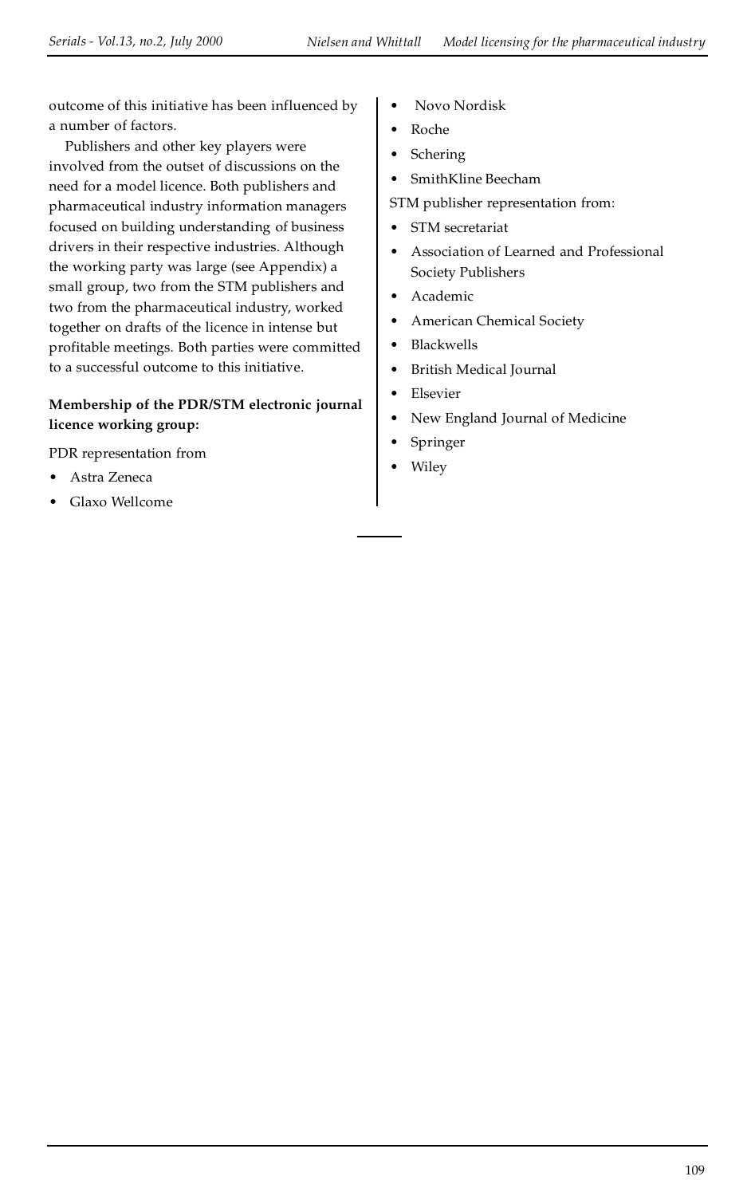outcome of this initiative has been influenced by a number of factors.

Publishers and other key players were involved from the outset of discussions on the need for a model licence. Both publishers and pharmaceutical industry information managers focused on building understanding of business drivers in their respective industries. Although the working party was large (see Appendix) a small group, two from the STM publishers and two from the pharmaceutical industry, worked together on drafts of the licence in intense but profitable meetings. Both parties were committed to a successful outcome to this initiative.

**Membership of the PDR/STM electronic journal licence working group:**

PDR representation from

- Astra Zeneca
- Glaxo Wellcome
- Novo Nordisk
- Roche
- Schering
- SmithKline Beecham

STM publisher representation from:

- STM secretariat
- Association of Learned and Professional Society Publishers
- Academic
- American Chemical Society
- Blackwells
- British Medical Journal
- Elsevier
- New England Journal of Medicine
- Springer
- Wiley